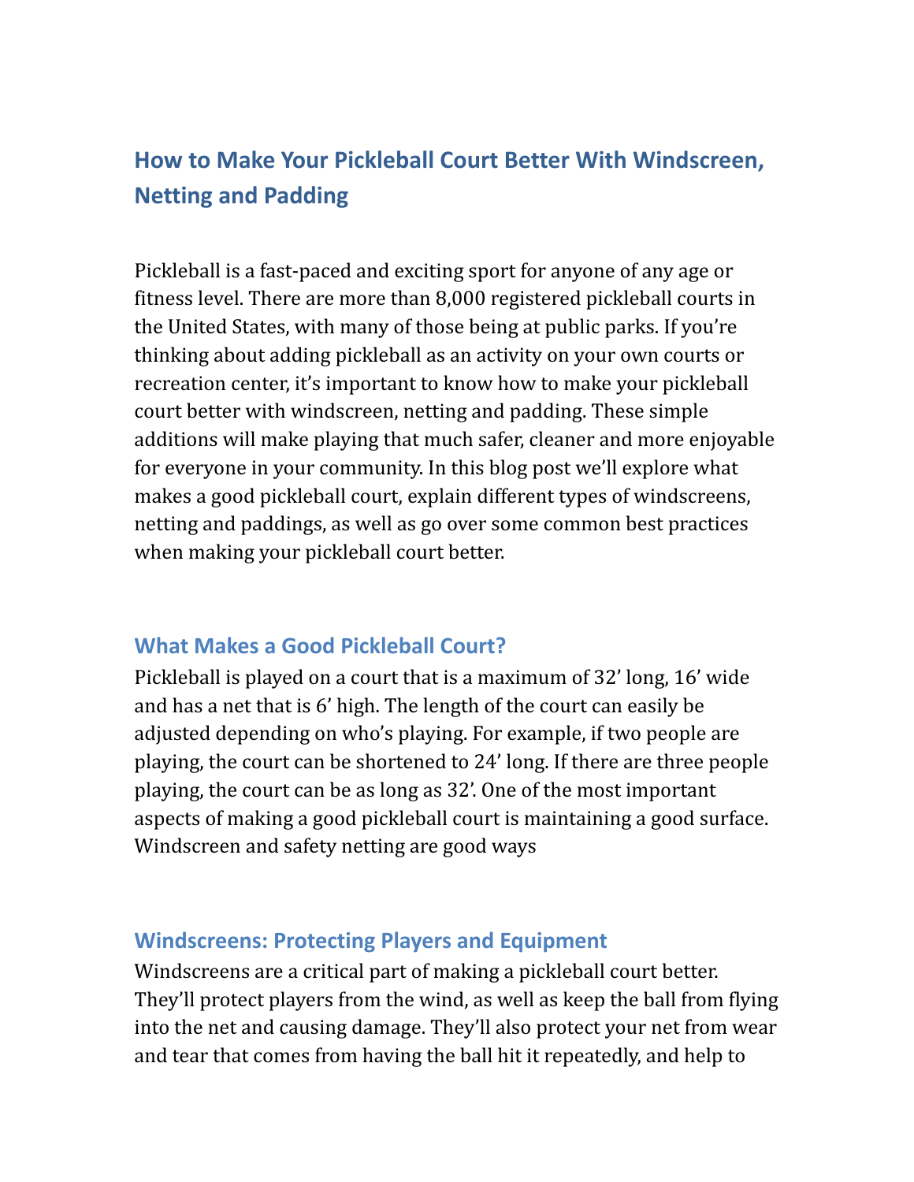# How to Make Your Pickleball Court Better With Windscreen, Netting and Padding

Pickleball is a fast-paced and exciting sport for anyone of any age or fitness level. There are more than 8,000 registered pickleball courts in the United States, with many of those being at public parks. If you're thinking about adding pickleball as an activity on your own courts or recreation center, it's important to know how to make your pickleball court better with windscreen, netting and padding. These simple additions will make playing that much safer, cleaner and more enjoyable for everyone in your community. In this blog post we'll explore what makes a good pickleball court, explain different types of windscreens, netting and paddings, as well as go over some common best practices when making your pickleball court better.

## What Makes a Good Pickleball Court?

Pickleball is played on a court that is a maximum of 32' long, 16' wide and has a net that is 6' high. The length of the court can easily be adjusted depending on who's playing. For example, if two people are playing, the court can be shortened to 24' long. If there are three people playing, the court can be as long as 32'. One of the most important aspects of making a good pickleball court is maintaining a good surface. Windscreen and safety netting are good ways

## Windscreens: Protecting Players and Equipment

Windscreens are a critical part of making a pickleball court better. They'll protect players from the wind, as well as keep the ball from flying into the net and causing damage. They'll also protect your net from wear and tear that comes from having the ball hit it repeatedly, and help to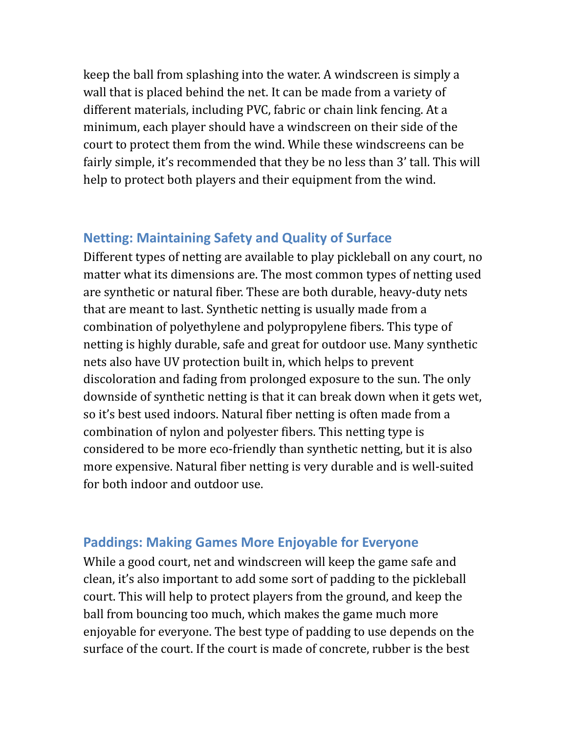keep the ball from splashing into the water. A windscreen is simply a wall that is placed behind the net. It can be made from a variety of different materials, including PVC, fabric or chain link fencing. At a minimum, each player should have a windscreen on their side of the court to protect them from the wind. While these windscreens can be fairly simple, it's recommended that they be no less than 3' tall. This will help to protect both players and their equipment from the wind.

## Netting: Maintaining Safety and Quality of Surface

Different types of netting are available to play pickleball on any court, no matter what its dimensions are. The most common types of netting used are synthetic or natural fiber. These are both durable, heavy-duty nets that are meant to last. Synthetic netting is usually made from a combination of polyethylene and polypropylene fibers. This type of netting is highly durable, safe and great for outdoor use. Many synthetic nets also have UV protection built in, which helps to prevent discoloration and fading from prolonged exposure to the sun. The only downside of synthetic netting is that it can break down when it gets wet, so it's best used indoors. Natural fiber netting is often made from a combination of nylon and polyester fibers. This netting type is considered to be more eco-friendly than synthetic netting, but it is also more expensive. Natural fiber netting is very durable and is well-suited for both indoor and outdoor use.

## Paddings: Making Games More Enjoyable for Everyone

While a good court, net and windscreen will keep the game safe and clean, it's also important to add some sort of padding to the pickleball court. This will help to protect players from the ground, and keep the ball from bouncing too much, which makes the game much more enjoyable for everyone. The best type of padding to use depends on the surface of the court. If the court is made of concrete, rubber is the best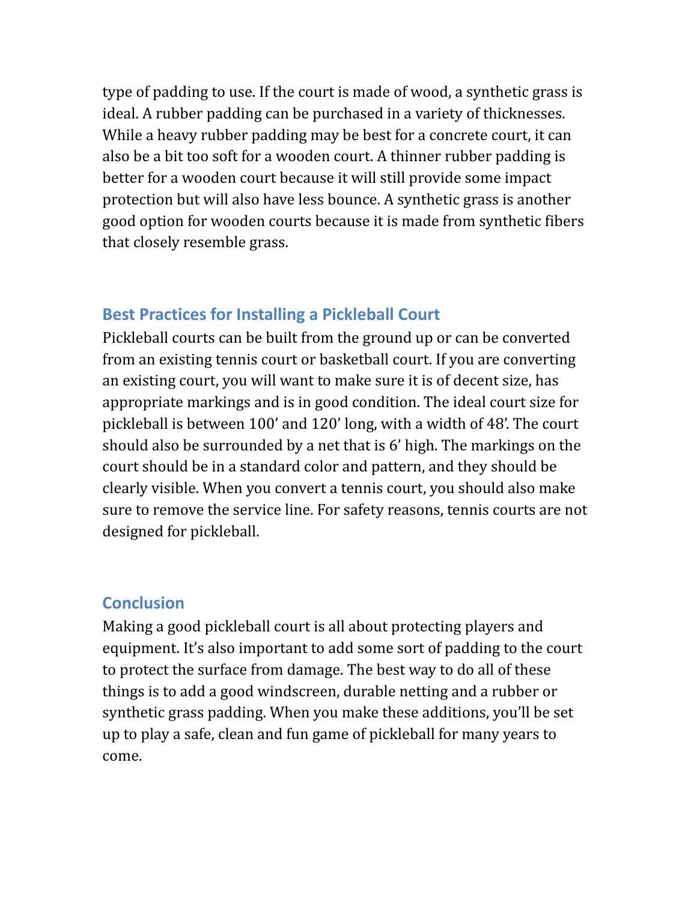type of padding to use. If the court is made of wood, a synthetic grass is ideal. A rubber padding can be purchased in a variety of thicknesses. While a heavy rubber padding may be best for a concrete court, it can also be a bit too soft for a wooden court. A thinner rubber padding is better for a wooden court because it will still provide some impact protection but will also have less bounce. A synthetic grass is another good option for wooden courts because it is made from synthetic fibers that closely resemble grass.

## Best Practices for Installing a Pickleball Court

Pickleball courts can be built from the ground up or can be converted from an existing tennis court or basketball court. If you are converting an existing court, you will want to make sure it is of decent size, has appropriate markings and is in good condition. The ideal court size for pickleball is between 100' and 120' long, with a width of 48'. The court should also be surrounded by a net that is 6' high. The markings on the court should be in a standard color and pattern, and they should be clearly visible. When you convert a tennis court, you should also make sure to remove the service line. For safety reasons, tennis courts are not designed for pickleball.

## Conclusion

Making a good pickleball court is all about protecting players and equipment. It's also important to add some sort of padding to the court to protect the surface from damage. The best way to do all of these things is to add a good windscreen, durable netting and a rubber or synthetic grass padding. When you make these additions, you'll be set up to play a safe, clean and fun game of pickleball for many years to come.